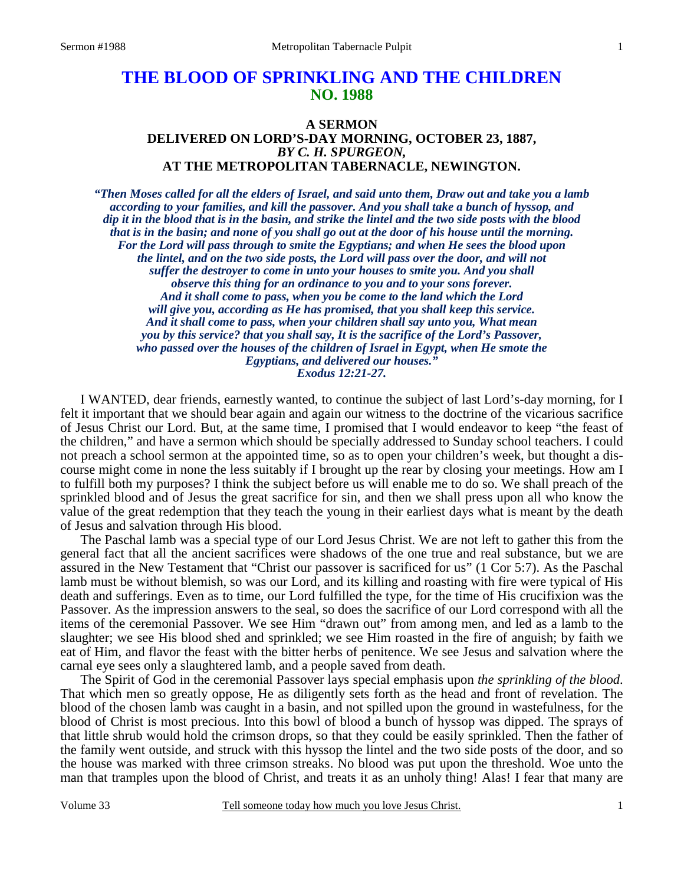# THE BLOOD OF SPRINKLING AND THE CHILDREN
## NO. 1988

### A SERMON
### DELIVERED ON LORD'S-DAY MORNING, OCTOBER 23, 1887,
### *BY C. H. SPURGEON,*
### AT THE METROPOLITAN TABERNACLE, NEWINGTON.

***"Then Moses called for all the elders of Israel, and said unto them, Draw out and take you a lamb according to your families, and kill the passover. And you shall take a bunch of hyssop, and dip it in the blood that is in the basin, and strike the lintel and the two side posts with the blood that is in the basin; and none of you shall go out at the door of his house until the morning. For the Lord will pass through to smite the Egyptians; and when He sees the blood upon the lintel, and on the two side posts, the Lord will pass over the door, and will not suffer the destroyer to come in unto your houses to smite you. And you shall observe this thing for an ordinance to you and to your sons forever. And it shall come to pass, when you be come to the land which the Lord will give you, according as He has promised, that you shall keep this service. And it shall come to pass, when your children shall say unto you, What mean you by this service? that you shall say, It is the sacrifice of the Lord's Passover, who passed over the houses of the children of Israel in Egypt, when He smote the Egyptians, and delivered our houses."***
***Exodus 12:21-27.***

I WANTED, dear friends, earnestly wanted, to continue the subject of last Lord's-day morning, for I felt it important that we should bear again and again our witness to the doctrine of the vicarious sacrifice of Jesus Christ our Lord. But, at the same time, I promised that I would endeavor to keep "the feast of the children," and have a sermon which should be specially addressed to Sunday school teachers. I could not preach a school sermon at the appointed time, so as to open your children's week, but thought a discourse might come in none the less suitably if I brought up the rear by closing your meetings. How am I to fulfill both my purposes? I think the subject before us will enable me to do so. We shall preach of the sprinkled blood and of Jesus the great sacrifice for sin, and then we shall press upon all who know the value of the great redemption that they teach the young in their earliest days what is meant by the death of Jesus and salvation through His blood.

The Paschal lamb was a special type of our Lord Jesus Christ. We are not left to gather this from the general fact that all the ancient sacrifices were shadows of the one true and real substance, but we are assured in the New Testament that "Christ our passover is sacrificed for us" (1 Cor 5:7). As the Paschal lamb must be without blemish, so was our Lord, and its killing and roasting with fire were typical of His death and sufferings. Even as to time, our Lord fulfilled the type, for the time of His crucifixion was the Passover. As the impression answers to the seal, so does the sacrifice of our Lord correspond with all the items of the ceremonial Passover. We see Him "drawn out" from among men, and led as a lamb to the slaughter; we see His blood shed and sprinkled; we see Him roasted in the fire of anguish; by faith we eat of Him, and flavor the feast with the bitter herbs of penitence. We see Jesus and salvation where the carnal eye sees only a slaughtered lamb, and a people saved from death.

The Spirit of God in the ceremonial Passover lays special emphasis upon *the sprinkling of the blood*. That which men so greatly oppose, He as diligently sets forth as the head and front of revelation. The blood of the chosen lamb was caught in a basin, and not spilled upon the ground in wastefulness, for the blood of Christ is most precious. Into this bowl of blood a bunch of hyssop was dipped. The sprays of that little shrub would hold the crimson drops, so that they could be easily sprinkled. Then the father of the family went outside, and struck with this hyssop the lintel and the two side posts of the door, and so the house was marked with three crimson streaks. No blood was put upon the threshold. Woe unto the man that tramples upon the blood of Christ, and treats it as an unholy thing! Alas! I fear that many are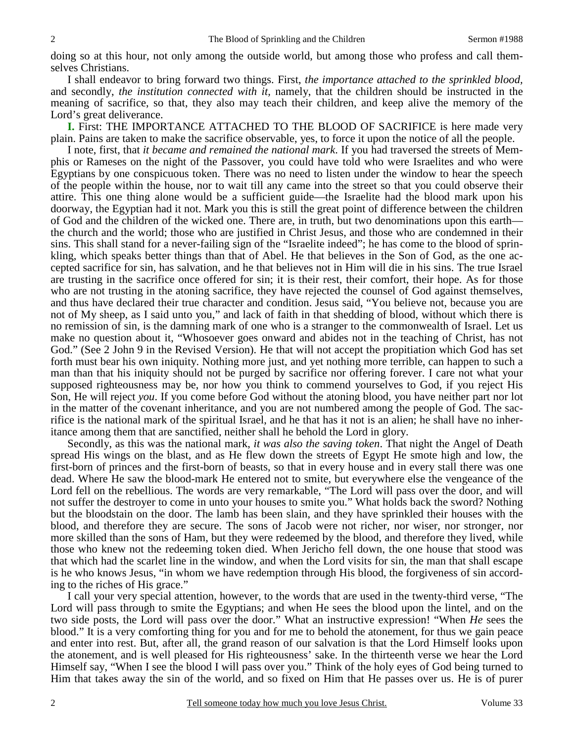doing so at this hour, not only among the outside world, but among those who profess and call themselves Christians.

I shall endeavor to bring forward two things. First, *the importance attached to the sprinkled blood,* and secondly, *the institution connected with it,* namely, that the children should be instructed in the meaning of sacrifice, so that, they also may teach their children, and keep alive the memory of the Lord's great deliverance.

**I.** First: THE IMPORTANCE ATTACHED TO THE BLOOD OF SACRIFICE is here made very plain. Pains are taken to make the sacrifice observable, yes, to force it upon the notice of all the people.

I note, first, that *it became and remained the national mark*. If you had traversed the streets of Memphis or Rameses on the night of the Passover, you could have told who were Israelites and who were Egyptians by one conspicuous token. There was no need to listen under the window to hear the speech of the people within the house, nor to wait till any came into the street so that you could observe their attire. This one thing alone would be a sufficient guide—the Israelite had the blood mark upon his doorway, the Egyptian had it not. Mark you this is still the great point of difference between the children of God and the children of the wicked one. There are, in truth, but two denominations upon this earth—the church and the world; those who are justified in Christ Jesus, and those who are condemned in their sins. This shall stand for a never-failing sign of the "Israelite indeed"; he has come to the blood of sprinkling, which speaks better things than that of Abel. He that believes in the Son of God, as the one accepted sacrifice for sin, has salvation, and he that believes not in Him will die in his sins. The true Israel are trusting in the sacrifice once offered for sin; it is their rest, their comfort, their hope. As for those who are not trusting in the atoning sacrifice, they have rejected the counsel of God against themselves, and thus have declared their true character and condition. Jesus said, "You believe not, because you are not of My sheep, as I said unto you," and lack of faith in that shedding of blood, without which there is no remission of sin, is the damning mark of one who is a stranger to the commonwealth of Israel. Let us make no question about it, "Whosoever goes onward and abides not in the teaching of Christ, has not God." (See 2 John 9 in the Revised Version). He that will not accept the propitiation which God has set forth must bear his own iniquity. Nothing more just, and yet nothing more terrible, can happen to such a man than that his iniquity should not be purged by sacrifice nor offering forever. I care not what your supposed righteousness may be, nor how you think to commend yourselves to God, if you reject His Son, He will reject *you*. If you come before God without the atoning blood, you have neither part nor lot in the matter of the covenant inheritance, and you are not numbered among the people of God. The sacrifice is the national mark of the spiritual Israel, and he that has it not is an alien; he shall have no inheritance among them that are sanctified, neither shall he behold the Lord in glory.

Secondly, as this was the national mark, *it was also the saving token*. That night the Angel of Death spread His wings on the blast, and as He flew down the streets of Egypt He smote high and low, the first-born of princes and the first-born of beasts, so that in every house and in every stall there was one dead. Where He saw the blood-mark He entered not to smite, but everywhere else the vengeance of the Lord fell on the rebellious. The words are very remarkable, "The Lord will pass over the door, and will not suffer the destroyer to come in unto your houses to smite you." What holds back the sword? Nothing but the bloodstain on the door. The lamb has been slain, and they have sprinkled their houses with the blood, and therefore they are secure. The sons of Jacob were not richer, nor wiser, nor stronger, nor more skilled than the sons of Ham, but they were redeemed by the blood, and therefore they lived, while those who knew not the redeeming token died. When Jericho fell down, the one house that stood was that which had the scarlet line in the window, and when the Lord visits for sin, the man that shall escape is he who knows Jesus, "in whom we have redemption through His blood, the forgiveness of sin according to the riches of His grace."

I call your very special attention, however, to the words that are used in the twenty-third verse, "The Lord will pass through to smite the Egyptians; and when He sees the blood upon the lintel, and on the two side posts, the Lord will pass over the door." What an instructive expression! "When *He* sees the blood." It is a very comforting thing for you and for me to behold the atonement, for thus we gain peace and enter into rest. But, after all, the grand reason of our salvation is that the Lord Himself looks upon the atonement, and is well pleased for His righteousness' sake. In the thirteenth verse we hear the Lord Himself say, "When I see the blood I will pass over you." Think of the holy eyes of God being turned to Him that takes away the sin of the world, and so fixed on Him that He passes over us. He is of purer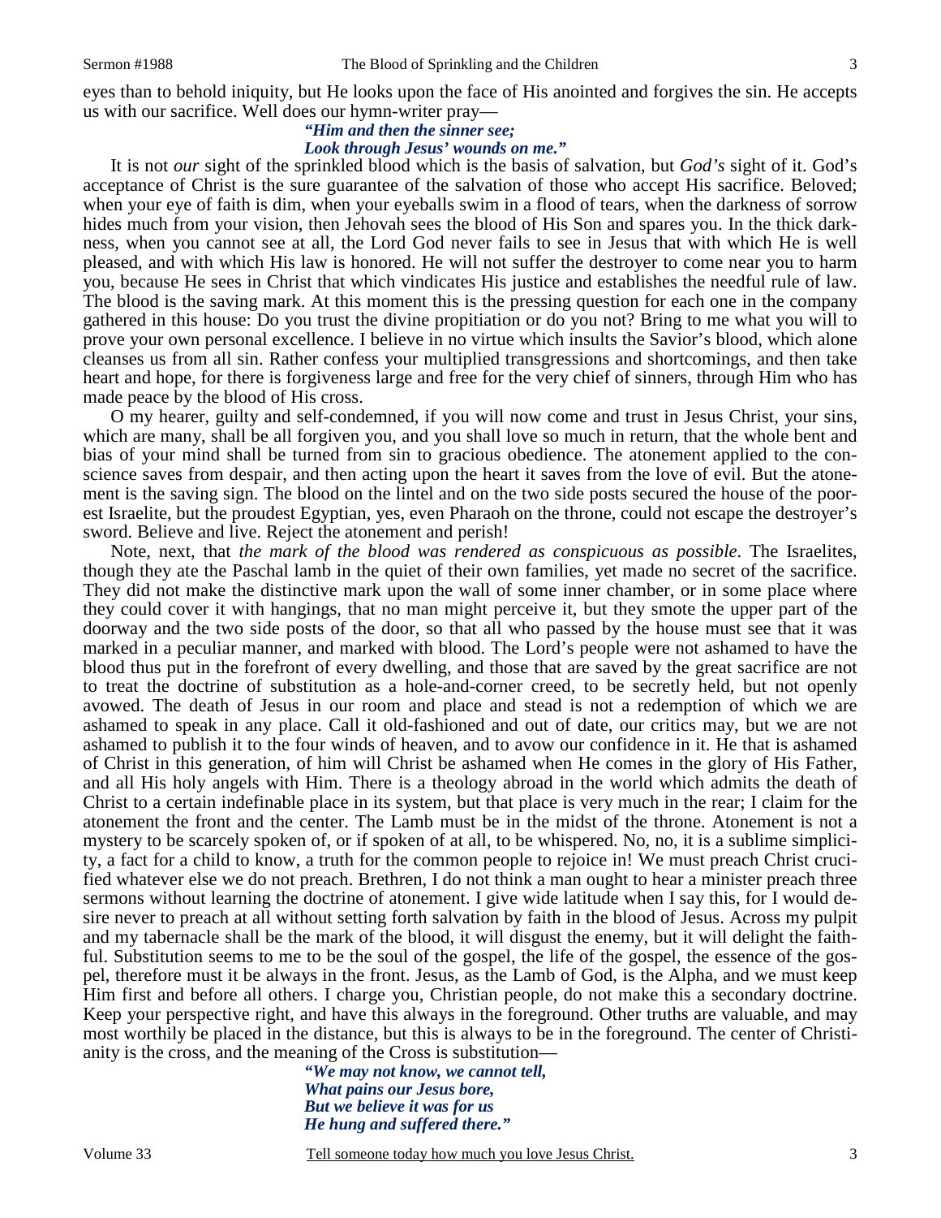eyes than to behold iniquity, but He looks upon the face of His anointed and forgives the sin. He accepts us with our sacrifice. Well does our hymn-writer pray—

> ***"Him and then the sinner see;***
> ***Look through Jesus' wounds on me."***

It is not *our* sight of the sprinkled blood which is the basis of salvation, but *God's* sight of it. God's acceptance of Christ is the sure guarantee of the salvation of those who accept His sacrifice. Beloved; when your eye of faith is dim, when your eyeballs swim in a flood of tears, when the darkness of sorrow hides much from your vision, then Jehovah sees the blood of His Son and spares you. In the thick darkness, when you cannot see at all, the Lord God never fails to see in Jesus that with which He is well pleased, and with which His law is honored. He will not suffer the destroyer to come near you to harm you, because He sees in Christ that which vindicates His justice and establishes the needful rule of law. The blood is the saving mark. At this moment this is the pressing question for each one in the company gathered in this house: Do you trust the divine propitiation or do you not? Bring to me what you will to prove your own personal excellence. I believe in no virtue which insults the Savior's blood, which alone cleanses us from all sin. Rather confess your multiplied transgressions and shortcomings, and then take heart and hope, for there is forgiveness large and free for the very chief of sinners, through Him who has made peace by the blood of His cross.

O my hearer, guilty and self-condemned, if you will now come and trust in Jesus Christ, your sins, which are many, shall be all forgiven you, and you shall love so much in return, that the whole bent and bias of your mind shall be turned from sin to gracious obedience. The atonement applied to the conscience saves from despair, and then acting upon the heart it saves from the love of evil. But the atonement is the saving sign. The blood on the lintel and on the two side posts secured the house of the poorest Israelite, but the proudest Egyptian, yes, even Pharaoh on the throne, could not escape the destroyer's sword. Believe and live. Reject the atonement and perish!

Note, next, that *the mark of the blood was rendered as conspicuous as possible*. The Israelites, though they ate the Paschal lamb in the quiet of their own families, yet made no secret of the sacrifice. They did not make the distinctive mark upon the wall of some inner chamber, or in some place where they could cover it with hangings, that no man might perceive it, but they smote the upper part of the doorway and the two side posts of the door, so that all who passed by the house must see that it was marked in a peculiar manner, and marked with blood. The Lord's people were not ashamed to have the blood thus put in the forefront of every dwelling, and those that are saved by the great sacrifice are not to treat the doctrine of substitution as a hole-and-corner creed, to be secretly held, but not openly avowed. The death of Jesus in our room and place and stead is not a redemption of which we are ashamed to speak in any place. Call it old-fashioned and out of date, our critics may, but we are not ashamed to publish it to the four winds of heaven, and to avow our confidence in it. He that is ashamed of Christ in this generation, of him will Christ be ashamed when He comes in the glory of His Father, and all His holy angels with Him. There is a theology abroad in the world which admits the death of Christ to a certain indefinable place in its system, but that place is very much in the rear; I claim for the atonement the front and the center. The Lamb must be in the midst of the throne. Atonement is not a mystery to be scarcely spoken of, or if spoken of at all, to be whispered. No, no, it is a sublime simplicity, a fact for a child to know, a truth for the common people to rejoice in! We must preach Christ crucified whatever else we do not preach. Brethren, I do not think a man ought to hear a minister preach three sermons without learning the doctrine of atonement. I give wide latitude when I say this, for I would desire never to preach at all without setting forth salvation by faith in the blood of Jesus. Across my pulpit and my tabernacle shall be the mark of the blood, it will disgust the enemy, but it will delight the faithful. Substitution seems to me to be the soul of the gospel, the life of the gospel, the essence of the gospel, therefore must it be always in the front. Jesus, as the Lamb of God, is the Alpha, and we must keep Him first and before all others. I charge you, Christian people, do not make this a secondary doctrine. Keep your perspective right, and have this always in the foreground. Other truths are valuable, and may most worthily be placed in the distance, but this is always to be in the foreground. The center of Christianity is the cross, and the meaning of the Cross is substitution—

> ***"We may not know, we cannot tell,***
> ***What pains our Jesus bore,***
> ***But we believe it was for us***
> ***He hung and suffered there."***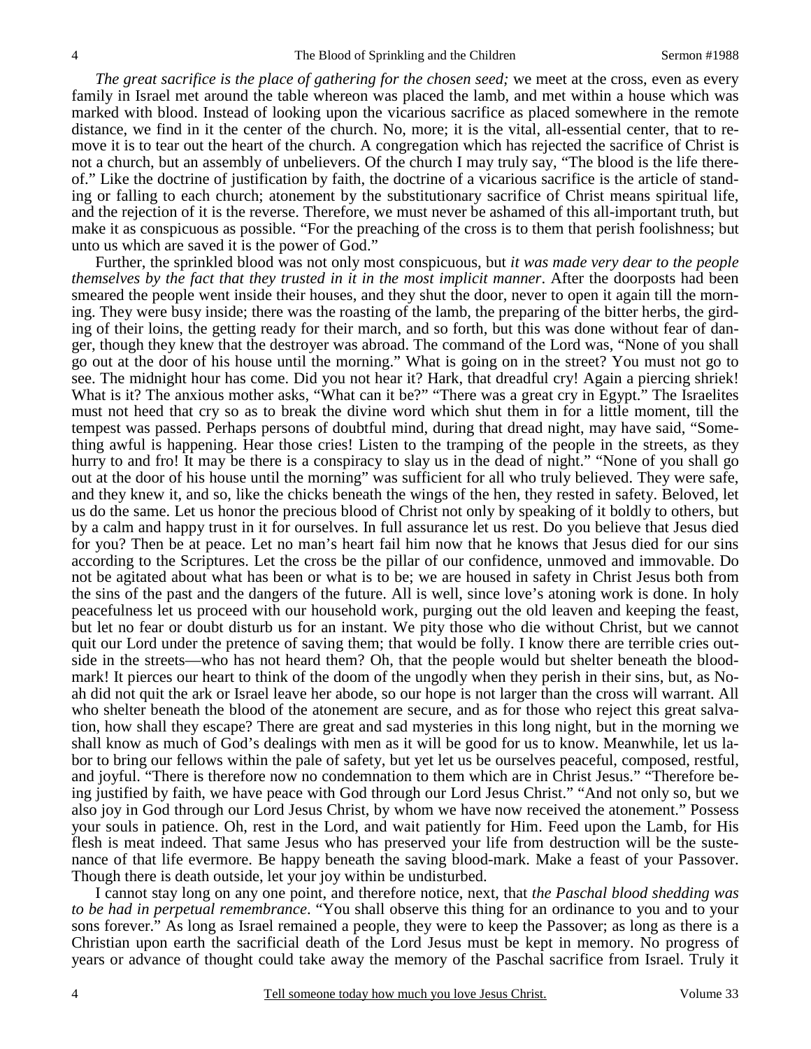*The great sacrifice is the place of gathering for the chosen seed;* we meet at the cross, even as every family in Israel met around the table whereon was placed the lamb, and met within a house which was marked with blood. Instead of looking upon the vicarious sacrifice as placed somewhere in the remote distance, we find in it the center of the church. No, more; it is the vital, all-essential center, that to remove it is to tear out the heart of the church. A congregation which has rejected the sacrifice of Christ is not a church, but an assembly of unbelievers. Of the church I may truly say, "The blood is the life thereof." Like the doctrine of justification by faith, the doctrine of a vicarious sacrifice is the article of standing or falling to each church; atonement by the substitutionary sacrifice of Christ means spiritual life, and the rejection of it is the reverse. Therefore, we must never be ashamed of this all-important truth, but make it as conspicuous as possible. "For the preaching of the cross is to them that perish foolishness; but unto us which are saved it is the power of God."

Further, the sprinkled blood was not only most conspicuous, but *it was made very dear to the people themselves by the fact that they trusted in it in the most implicit manner*. After the doorposts had been smeared the people went inside their houses, and they shut the door, never to open it again till the morning. They were busy inside; there was the roasting of the lamb, the preparing of the bitter herbs, the girding of their loins, the getting ready for their march, and so forth, but this was done without fear of danger, though they knew that the destroyer was abroad. The command of the Lord was, "None of you shall go out at the door of his house until the morning." What is going on in the street? You must not go to see. The midnight hour has come. Did you not hear it? Hark, that dreadful cry! Again a piercing shriek! What is it? The anxious mother asks, "What can it be?" "There was a great cry in Egypt." The Israelites must not heed that cry so as to break the divine word which shut them in for a little moment, till the tempest was passed. Perhaps persons of doubtful mind, during that dread night, may have said, "Something awful is happening. Hear those cries! Listen to the tramping of the people in the streets, as they hurry to and fro! It may be there is a conspiracy to slay us in the dead of night." "None of you shall go out at the door of his house until the morning" was sufficient for all who truly believed. They were safe, and they knew it, and so, like the chicks beneath the wings of the hen, they rested in safety. Beloved, let us do the same. Let us honor the precious blood of Christ not only by speaking of it boldly to others, but by a calm and happy trust in it for ourselves. In full assurance let us rest. Do you believe that Jesus died for you? Then be at peace. Let no man's heart fail him now that he knows that Jesus died for our sins according to the Scriptures. Let the cross be the pillar of our confidence, unmoved and immovable. Do not be agitated about what has been or what is to be; we are housed in safety in Christ Jesus both from the sins of the past and the dangers of the future. All is well, since love's atoning work is done. In holy peacefulness let us proceed with our household work, purging out the old leaven and keeping the feast, but let no fear or doubt disturb us for an instant. We pity those who die without Christ, but we cannot quit our Lord under the pretence of saving them; that would be folly. I know there are terrible cries outside in the streets—who has not heard them? Oh, that the people would but shelter beneath the blood-mark! It pierces our heart to think of the doom of the ungodly when they perish in their sins, but, as Noah did not quit the ark or Israel leave her abode, so our hope is not larger than the cross will warrant. All who shelter beneath the blood of the atonement are secure, and as for those who reject this great salvation, how shall they escape? There are great and sad mysteries in this long night, but in the morning we shall know as much of God's dealings with men as it will be good for us to know. Meanwhile, let us labor to bring our fellows within the pale of safety, but yet let us be ourselves peaceful, composed, restful, and joyful. "There is therefore now no condemnation to them which are in Christ Jesus." "Therefore being justified by faith, we have peace with God through our Lord Jesus Christ." "And not only so, but we also joy in God through our Lord Jesus Christ, by whom we have now received the atonement." Possess your souls in patience. Oh, rest in the Lord, and wait patiently for Him. Feed upon the Lamb, for His flesh is meat indeed. That same Jesus who has preserved your life from destruction will be the sustenance of that life evermore. Be happy beneath the saving blood-mark. Make a feast of your Passover. Though there is death outside, let your joy within be undisturbed.

I cannot stay long on any one point, and therefore notice, next, that *the Paschal blood shedding was to be had in perpetual remembrance*. "You shall observe this thing for an ordinance to you and to your sons forever." As long as Israel remained a people, they were to keep the Passover; as long as there is a Christian upon earth the sacrificial death of the Lord Jesus must be kept in memory. No progress of years or advance of thought could take away the memory of the Paschal sacrifice from Israel. Truly it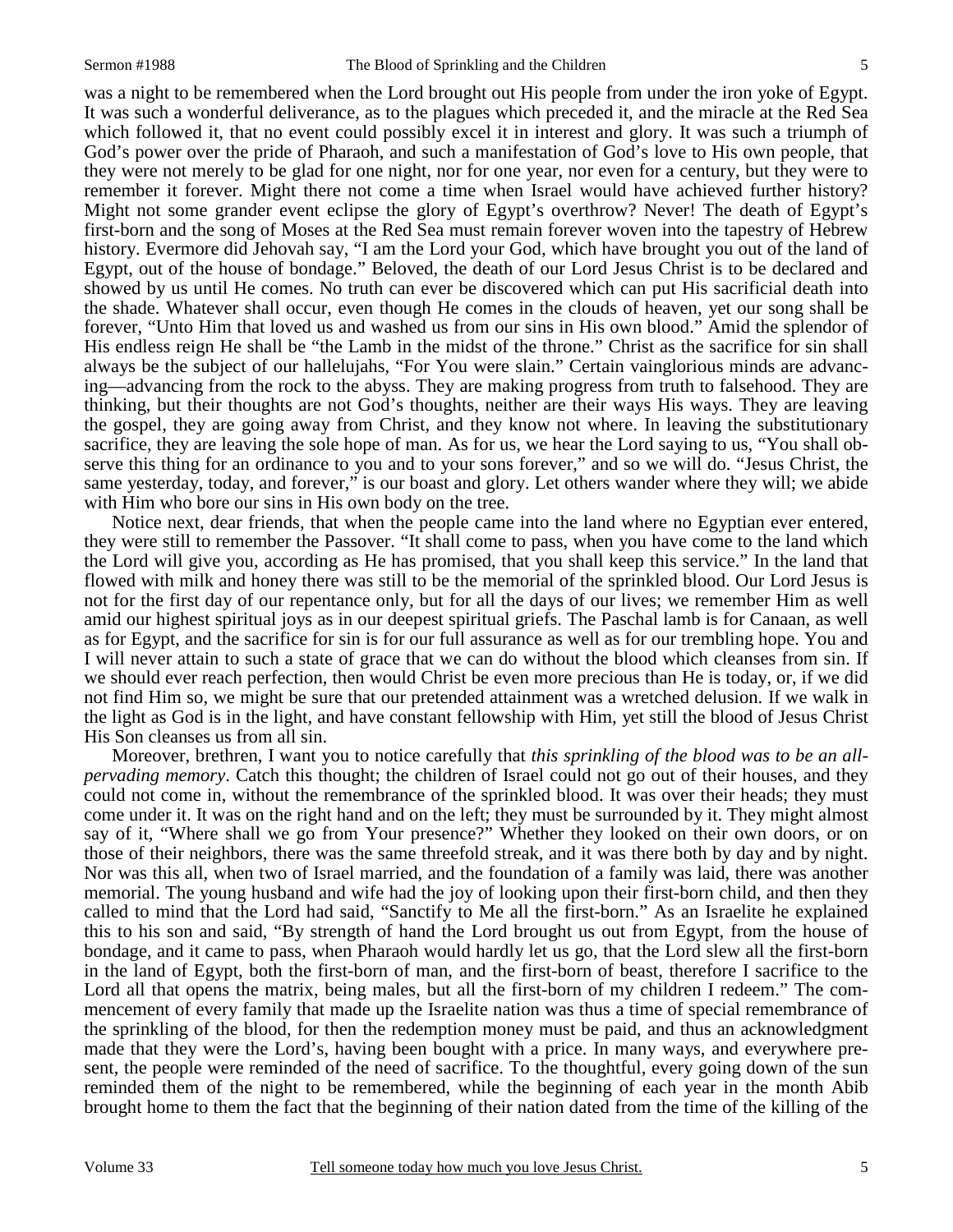was a night to be remembered when the Lord brought out His people from under the iron yoke of Egypt. It was such a wonderful deliverance, as to the plagues which preceded it, and the miracle at the Red Sea which followed it, that no event could possibly excel it in interest and glory. It was such a triumph of God's power over the pride of Pharaoh, and such a manifestation of God's love to His own people, that they were not merely to be glad for one night, nor for one year, nor even for a century, but they were to remember it forever. Might there not come a time when Israel would have achieved further history? Might not some grander event eclipse the glory of Egypt's overthrow? Never! The death of Egypt's first-born and the song of Moses at the Red Sea must remain forever woven into the tapestry of Hebrew history. Evermore did Jehovah say, "I am the Lord your God, which have brought you out of the land of Egypt, out of the house of bondage." Beloved, the death of our Lord Jesus Christ is to be declared and showed by us until He comes. No truth can ever be discovered which can put His sacrificial death into the shade. Whatever shall occur, even though He comes in the clouds of heaven, yet our song shall be forever, "Unto Him that loved us and washed us from our sins in His own blood." Amid the splendor of His endless reign He shall be "the Lamb in the midst of the throne." Christ as the sacrifice for sin shall always be the subject of our hallelujahs, "For You were slain." Certain vainglorious minds are advancing—advancing from the rock to the abyss. They are making progress from truth to falsehood. They are thinking, but their thoughts are not God's thoughts, neither are their ways His ways. They are leaving the gospel, they are going away from Christ, and they know not where. In leaving the substitutionary sacrifice, they are leaving the sole hope of man. As for us, we hear the Lord saying to us, "You shall observe this thing for an ordinance to you and to your sons forever," and so we will do. "Jesus Christ, the same yesterday, today, and forever," is our boast and glory. Let others wander where they will; we abide with Him who bore our sins in His own body on the tree.

Notice next, dear friends, that when the people came into the land where no Egyptian ever entered, they were still to remember the Passover. "It shall come to pass, when you have come to the land which the Lord will give you, according as He has promised, that you shall keep this service." In the land that flowed with milk and honey there was still to be the memorial of the sprinkled blood. Our Lord Jesus is not for the first day of our repentance only, but for all the days of our lives; we remember Him as well amid our highest spiritual joys as in our deepest spiritual griefs. The Paschal lamb is for Canaan, as well as for Egypt, and the sacrifice for sin is for our full assurance as well as for our trembling hope. You and I will never attain to such a state of grace that we can do without the blood which cleanses from sin. If we should ever reach perfection, then would Christ be even more precious than He is today, or, if we did not find Him so, we might be sure that our pretended attainment was a wretched delusion. If we walk in the light as God is in the light, and have constant fellowship with Him, yet still the blood of Jesus Christ His Son cleanses us from all sin.

Moreover, brethren, I want you to notice carefully that *this sprinkling of the blood was to be an all-pervading memory*. Catch this thought; the children of Israel could not go out of their houses, and they could not come in, without the remembrance of the sprinkled blood. It was over their heads; they must come under it. It was on the right hand and on the left; they must be surrounded by it. They might almost say of it, "Where shall we go from Your presence?" Whether they looked on their own doors, or on those of their neighbors, there was the same threefold streak, and it was there both by day and by night. Nor was this all, when two of Israel married, and the foundation of a family was laid, there was another memorial. The young husband and wife had the joy of looking upon their first-born child, and then they called to mind that the Lord had said, "Sanctify to Me all the first-born." As an Israelite he explained this to his son and said, "By strength of hand the Lord brought us out from Egypt, from the house of bondage, and it came to pass, when Pharaoh would hardly let us go, that the Lord slew all the first-born in the land of Egypt, both the first-born of man, and the first-born of beast, therefore I sacrifice to the Lord all that opens the matrix, being males, but all the first-born of my children I redeem." The commencement of every family that made up the Israelite nation was thus a time of special remembrance of the sprinkling of the blood, for then the redemption money must be paid, and thus an acknowledgment made that they were the Lord's, having been bought with a price. In many ways, and everywhere present, the people were reminded of the need of sacrifice. To the thoughtful, every going down of the sun reminded them of the night to be remembered, while the beginning of each year in the month Abib brought home to them the fact that the beginning of their nation dated from the time of the killing of the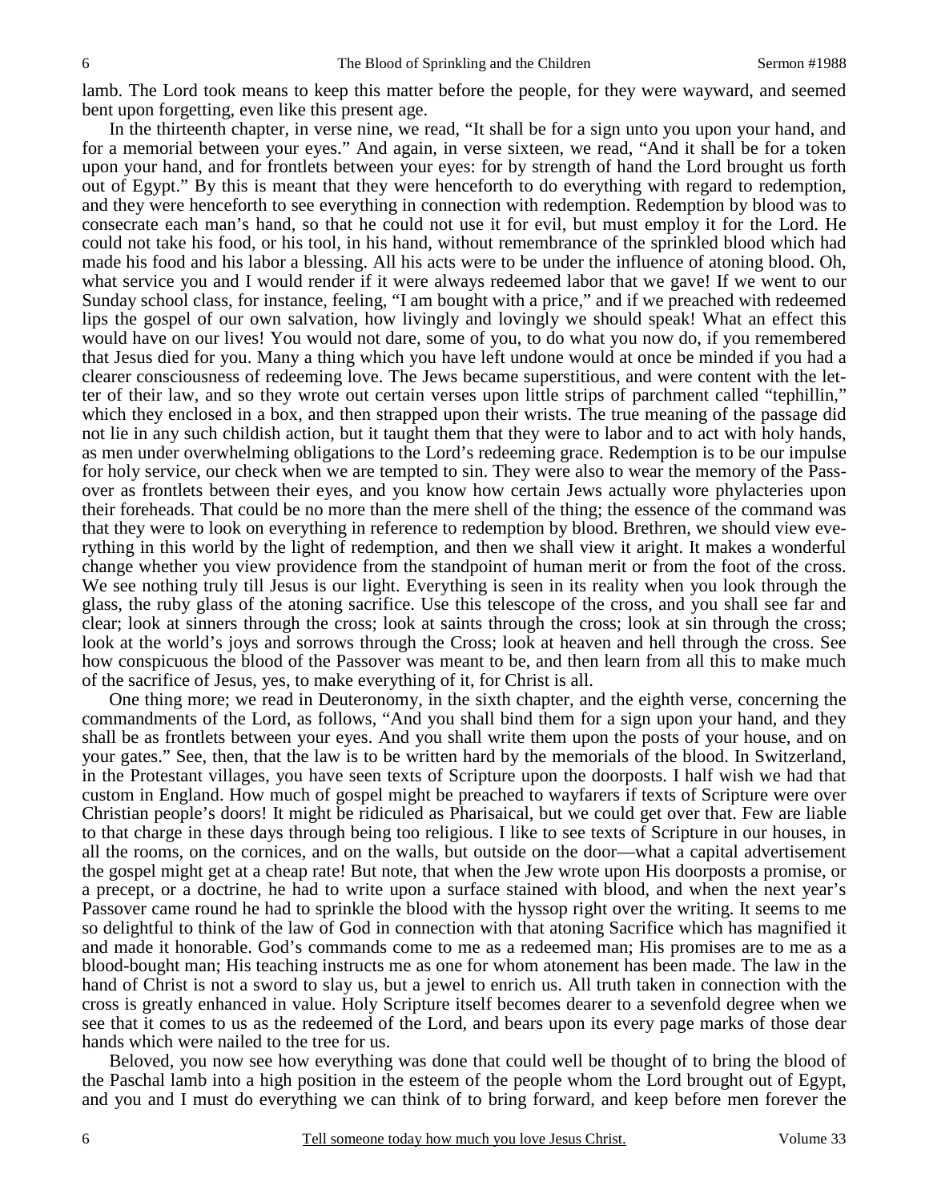lamb. The Lord took means to keep this matter before the people, for they were wayward, and seemed bent upon forgetting, even like this present age.

In the thirteenth chapter, in verse nine, we read, "It shall be for a sign unto you upon your hand, and for a memorial between your eyes." And again, in verse sixteen, we read, "And it shall be for a token upon your hand, and for frontlets between your eyes: for by strength of hand the Lord brought us forth out of Egypt." By this is meant that they were henceforth to do everything with regard to redemption, and they were henceforth to see everything in connection with redemption. Redemption by blood was to consecrate each man's hand, so that he could not use it for evil, but must employ it for the Lord. He could not take his food, or his tool, in his hand, without remembrance of the sprinkled blood which had made his food and his labor a blessing. All his acts were to be under the influence of atoning blood. Oh, what service you and I would render if it were always redeemed labor that we gave! If we went to our Sunday school class, for instance, feeling, "I am bought with a price," and if we preached with redeemed lips the gospel of our own salvation, how livingly and lovingly we should speak! What an effect this would have on our lives! You would not dare, some of you, to do what you now do, if you remembered that Jesus died for you. Many a thing which you have left undone would at once be minded if you had a clearer consciousness of redeeming love. The Jews became superstitious, and were content with the letter of their law, and so they wrote out certain verses upon little strips of parchment called "tephillin," which they enclosed in a box, and then strapped upon their wrists. The true meaning of the passage did not lie in any such childish action, but it taught them that they were to labor and to act with holy hands, as men under overwhelming obligations to the Lord's redeeming grace. Redemption is to be our impulse for holy service, our check when we are tempted to sin. They were also to wear the memory of the Passover as frontlets between their eyes, and you know how certain Jews actually wore phylacteries upon their foreheads. That could be no more than the mere shell of the thing; the essence of the command was that they were to look on everything in reference to redemption by blood. Brethren, we should view everything in this world by the light of redemption, and then we shall view it aright. It makes a wonderful change whether you view providence from the standpoint of human merit or from the foot of the cross. We see nothing truly till Jesus is our light. Everything is seen in its reality when you look through the glass, the ruby glass of the atoning sacrifice. Use this telescope of the cross, and you shall see far and clear; look at sinners through the cross; look at saints through the cross; look at sin through the cross; look at the world's joys and sorrows through the Cross; look at heaven and hell through the cross. See how conspicuous the blood of the Passover was meant to be, and then learn from all this to make much of the sacrifice of Jesus, yes, to make everything of it, for Christ is all.

One thing more; we read in Deuteronomy, in the sixth chapter, and the eighth verse, concerning the commandments of the Lord, as follows, "And you shall bind them for a sign upon your hand, and they shall be as frontlets between your eyes. And you shall write them upon the posts of your house, and on your gates." See, then, that the law is to be written hard by the memorials of the blood. In Switzerland, in the Protestant villages, you have seen texts of Scripture upon the doorposts. I half wish we had that custom in England. How much of gospel might be preached to wayfarers if texts of Scripture were over Christian people's doors! It might be ridiculed as Pharisaical, but we could get over that. Few are liable to that charge in these days through being too religious. I like to see texts of Scripture in our houses, in all the rooms, on the cornices, and on the walls, but outside on the door—what a capital advertisement the gospel might get at a cheap rate! But note, that when the Jew wrote upon His doorposts a promise, or a precept, or a doctrine, he had to write upon a surface stained with blood, and when the next year's Passover came round he had to sprinkle the blood with the hyssop right over the writing. It seems to me so delightful to think of the law of God in connection with that atoning Sacrifice which has magnified it and made it honorable. God's commands come to me as a redeemed man; His promises are to me as a blood-bought man; His teaching instructs me as one for whom atonement has been made. The law in the hand of Christ is not a sword to slay us, but a jewel to enrich us. All truth taken in connection with the cross is greatly enhanced in value. Holy Scripture itself becomes dearer to a sevenfold degree when we see that it comes to us as the redeemed of the Lord, and bears upon its every page marks of those dear hands which were nailed to the tree for us.

Beloved, you now see how everything was done that could well be thought of to bring the blood of the Paschal lamb into a high position in the esteem of the people whom the Lord brought out of Egypt, and you and I must do everything we can think of to bring forward, and keep before men forever the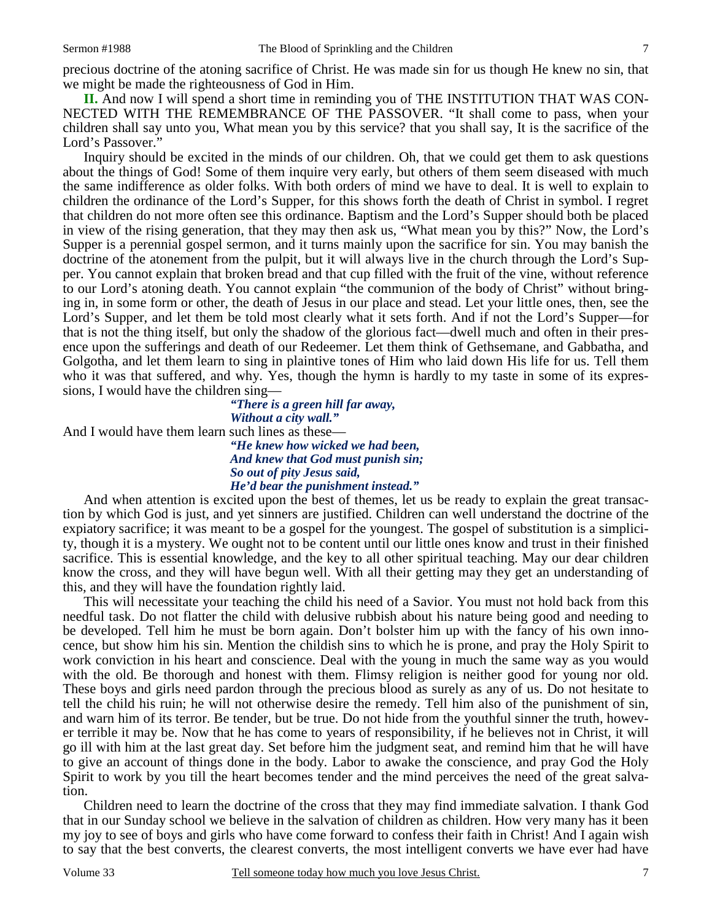precious doctrine of the atoning sacrifice of Christ. He was made sin for us though He knew no sin, that we might be made the righteousness of God in Him.

**II.** And now I will spend a short time in reminding you of THE INSTITUTION THAT WAS CONNECTED WITH THE REMEMBRANCE OF THE PASSOVER. "It shall come to pass, when your children shall say unto you, What mean you by this service? that you shall say, It is the sacrifice of the Lord's Passover."

Inquiry should be excited in the minds of our children. Oh, that we could get them to ask questions about the things of God! Some of them inquire very early, but others of them seem diseased with much the same indifference as older folks. With both orders of mind we have to deal. It is well to explain to children the ordinance of the Lord's Supper, for this shows forth the death of Christ in symbol. I regret that children do not more often see this ordinance. Baptism and the Lord's Supper should both be placed in view of the rising generation, that they may then ask us, "What mean you by this?" Now, the Lord's Supper is a perennial gospel sermon, and it turns mainly upon the sacrifice for sin. You may banish the doctrine of the atonement from the pulpit, but it will always live in the church through the Lord's Supper. You cannot explain that broken bread and that cup filled with the fruit of the vine, without reference to our Lord's atoning death. You cannot explain "the communion of the body of Christ" without bringing in, in some form or other, the death of Jesus in our place and stead. Let your little ones, then, see the Lord's Supper, and let them be told most clearly what it sets forth. And if not the Lord's Supper—for that is not the thing itself, but only the shadow of the glorious fact—dwell much and often in their presence upon the sufferings and death of our Redeemer. Let them think of Gethsemane, and Gabbatha, and Golgotha, and let them learn to sing in plaintive tones of Him who laid down His life for us. Tell them who it was that suffered, and why. Yes, though the hymn is hardly to my taste in some of its expressions, I would have the children sing—

> ***"There is a green hill far away,***
> ***Without a city wall."***

And I would have them learn such lines as these—

> ***"He knew how wicked we had been,***
> ***And knew that God must punish sin;***
> ***So out of pity Jesus said,***
> ***He'd bear the punishment instead."***

And when attention is excited upon the best of themes, let us be ready to explain the great transaction by which God is just, and yet sinners are justified. Children can well understand the doctrine of the expiatory sacrifice; it was meant to be a gospel for the youngest. The gospel of substitution is a simplicity, though it is a mystery. We ought not to be content until our little ones know and trust in their finished sacrifice. This is essential knowledge, and the key to all other spiritual teaching. May our dear children know the cross, and they will have begun well. With all their getting may they get an understanding of this, and they will have the foundation rightly laid.

This will necessitate your teaching the child his need of a Savior. You must not hold back from this needful task. Do not flatter the child with delusive rubbish about his nature being good and needing to be developed. Tell him he must be born again. Don't bolster him up with the fancy of his own innocence, but show him his sin. Mention the childish sins to which he is prone, and pray the Holy Spirit to work conviction in his heart and conscience. Deal with the young in much the same way as you would with the old. Be thorough and honest with them. Flimsy religion is neither good for young nor old. These boys and girls need pardon through the precious blood as surely as any of us. Do not hesitate to tell the child his ruin; he will not otherwise desire the remedy. Tell him also of the punishment of sin, and warn him of its terror. Be tender, but be true. Do not hide from the youthful sinner the truth, however terrible it may be. Now that he has come to years of responsibility, if he believes not in Christ, it will go ill with him at the last great day. Set before him the judgment seat, and remind him that he will have to give an account of things done in the body. Labor to awake the conscience, and pray God the Holy Spirit to work by you till the heart becomes tender and the mind perceives the need of the great salvation.

Children need to learn the doctrine of the cross that they may find immediate salvation. I thank God that in our Sunday school we believe in the salvation of children as children. How very many has it been my joy to see of boys and girls who have come forward to confess their faith in Christ! And I again wish to say that the best converts, the clearest converts, the most intelligent converts we have ever had have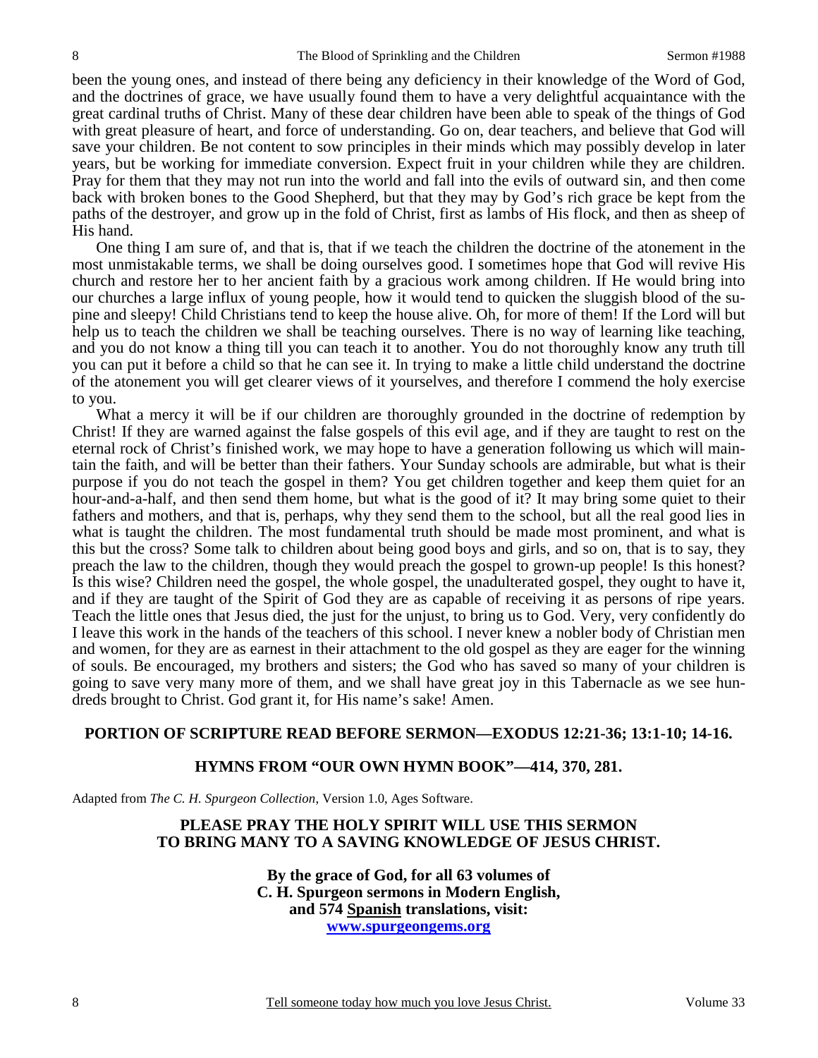been the young ones, and instead of there being any deficiency in their knowledge of the Word of God, and the doctrines of grace, we have usually found them to have a very delightful acquaintance with the great cardinal truths of Christ. Many of these dear children have been able to speak of the things of God with great pleasure of heart, and force of understanding. Go on, dear teachers, and believe that God will save your children. Be not content to sow principles in their minds which may possibly develop in later years, but be working for immediate conversion. Expect fruit in your children while they are children. Pray for them that they may not run into the world and fall into the evils of outward sin, and then come back with broken bones to the Good Shepherd, but that they may by God's rich grace be kept from the paths of the destroyer, and grow up in the fold of Christ, first as lambs of His flock, and then as sheep of His hand.

One thing I am sure of, and that is, that if we teach the children the doctrine of the atonement in the most unmistakable terms, we shall be doing ourselves good. I sometimes hope that God will revive His church and restore her to her ancient faith by a gracious work among children. If He would bring into our churches a large influx of young people, how it would tend to quicken the sluggish blood of the supine and sleepy! Child Christians tend to keep the house alive. Oh, for more of them! If the Lord will but help us to teach the children we shall be teaching ourselves. There is no way of learning like teaching, and you do not know a thing till you can teach it to another. You do not thoroughly know any truth till you can put it before a child so that he can see it. In trying to make a little child understand the doctrine of the atonement you will get clearer views of it yourselves, and therefore I commend the holy exercise to you.

What a mercy it will be if our children are thoroughly grounded in the doctrine of redemption by Christ! If they are warned against the false gospels of this evil age, and if they are taught to rest on the eternal rock of Christ's finished work, we may hope to have a generation following us which will maintain the faith, and will be better than their fathers. Your Sunday schools are admirable, but what is their purpose if you do not teach the gospel in them? You get children together and keep them quiet for an hour-and-a-half, and then send them home, but what is the good of it? It may bring some quiet to their fathers and mothers, and that is, perhaps, why they send them to the school, but all the real good lies in what is taught the children. The most fundamental truth should be made most prominent, and what is this but the cross? Some talk to children about being good boys and girls, and so on, that is to say, they preach the law to the children, though they would preach the gospel to grown-up people! Is this honest? Is this wise? Children need the gospel, the whole gospel, the unadulterated gospel, they ought to have it, and if they are taught of the Spirit of God they are as capable of receiving it as persons of ripe years. Teach the little ones that Jesus died, the just for the unjust, to bring us to God. Very, very confidently do I leave this work in the hands of the teachers of this school. I never knew a nobler body of Christian men and women, for they are as earnest in their attachment to the old gospel as they are eager for the winning of souls. Be encouraged, my brothers and sisters; the God who has saved so many of your children is going to save very many more of them, and we shall have great joy in this Tabernacle as we see hundreds brought to Christ. God grant it, for His name's sake! Amen.

**PORTION OF SCRIPTURE READ BEFORE SERMON—EXODUS 12:21-36; 13:1-10; 14-16.**

**HYMNS FROM "OUR OWN HYMN BOOK"—414, 370, 281.**

Adapted from *The C. H. Spurgeon Collection,* Version 1.0, Ages Software.

**PLEASE PRAY THE HOLY SPIRIT WILL USE THIS SERMON TO BRING MANY TO A SAVING KNOWLEDGE OF JESUS CHRIST.**

**By the grace of God, for all 63 volumes of C. H. Spurgeon sermons in Modern English, and 574 Spanish translations, visit: www.spurgeongems.org**